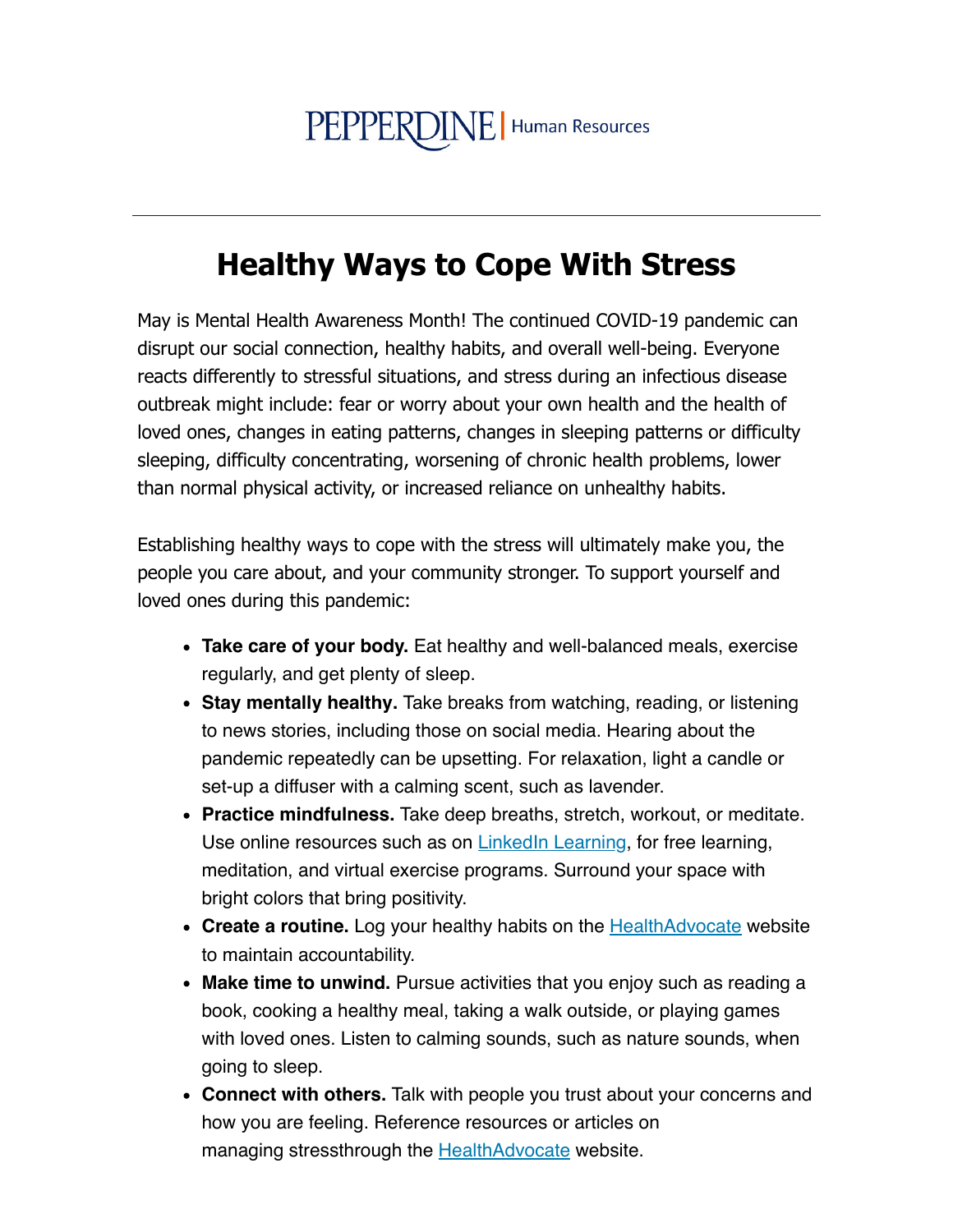PEPPERDINE | Human Resources

---

# Healthy Ways to Cope With Stress

May is Mental Health Awareness Month! The continued COVID-19 pandemic can disrupt our social connection, healthy habits, and overall well-being. Everyone reacts differently to stressful situations, and stress during an infectious disease outbreak might include: fear or worry about your own health and the health of loved ones, changes in eating patterns, changes in sleeping patterns or difficulty sleeping, difficulty concentrating, worsening of chronic health problems, lower than normal physical activity, or increased reliance on unhealthy habits.

Establishing healthy ways to cope with the stress will ultimately make you, the people you care about, and your community stronger. To support yourself and loved ones during this pandemic:

- **Take care of your body.** Eat healthy and well-balanced meals, exercise regularly, and get plenty of sleep.
- **Stay mentally healthy.** Take breaks from watching, reading, or listening to news stories, including those on social media. Hearing about the pandemic repeatedly can be upsetting. For relaxation, light a candle or set-up a diffuser with a calming scent, such as lavender.
- **Practice mindfulness.** Take deep breaths, stretch, workout, or meditate. Use online resources such as on LinkedIn Learning, for free learning, meditation, and virtual exercise programs. Surround your space with bright colors that bring positivity.
- **Create a routine.** Log your healthy habits on the HealthAdvocate website to maintain accountability.
- **Make time to unwind.** Pursue activities that you enjoy such as reading a book, cooking a healthy meal, taking a walk outside, or playing games with loved ones. Listen to calming sounds, such as nature sounds, when going to sleep.
- **Connect with others.** Talk with people you trust about your concerns and how you are feeling. Reference resources or articles on managing stressthrough the HealthAdvocate website.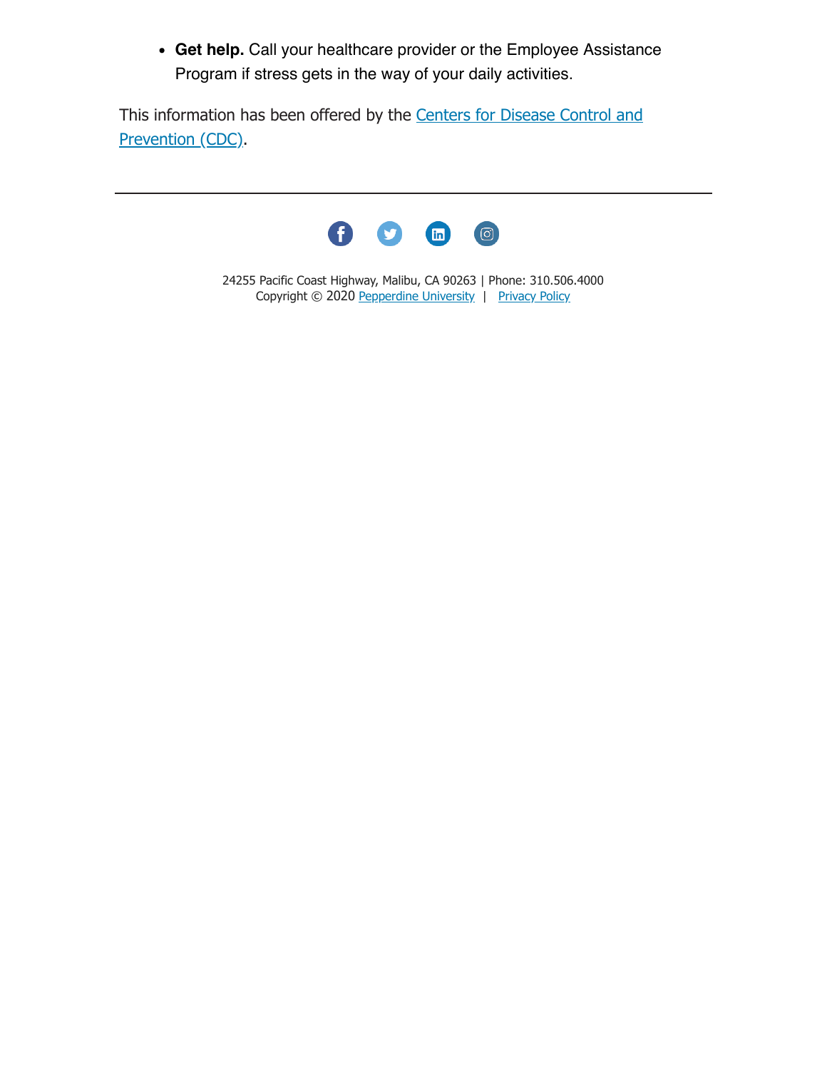- **Get help.** Call your healthcare provider or the Employee Assistance Program if stress gets in the way of your daily activities.

This information has been offered by the Centers for Disease Control and Prevention (CDC).

---

24255 Pacific Coast Highway, Malibu, CA 90263 | Phone: 310.506.4000
Copyright © 2020 Pepperdine University | Privacy Policy